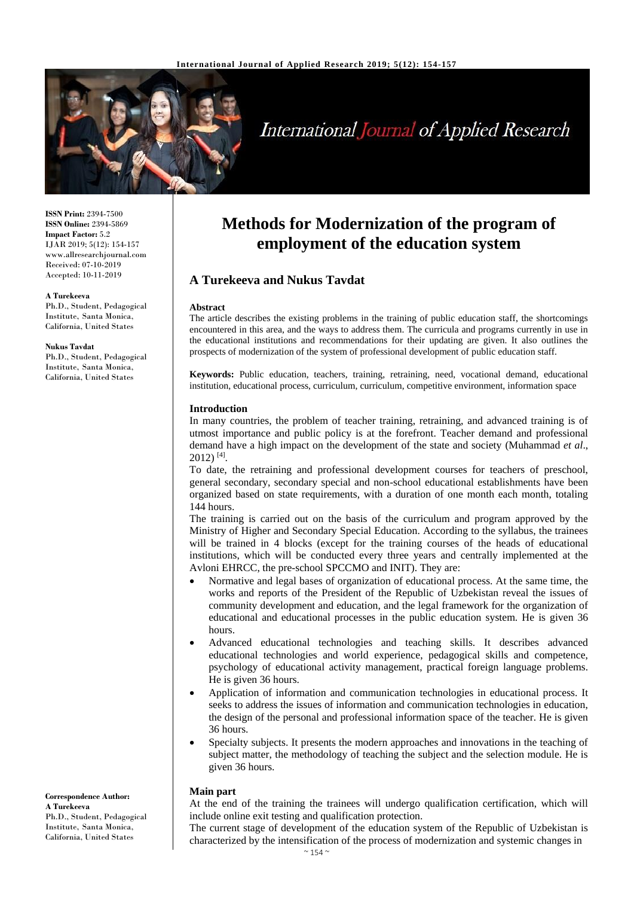**ISSN Print:** 2394-7500
**ISSN Online:** 2394-5869
**Impact Factor:** 5.2
IJAR 2019; 5(12): 154-157
www.allresearchjournal.com
Received: 07-10-2019
Accepted: 10-11-2019

**A Turekeeva**
Ph.D., Student, Pedagogical Institute, Santa Monica, California, United States

**Nukus Tavdat**
Ph.D., Student, Pedagogical Institute, Santa Monica, California, United States

**Correspondence Author:**
**A Turekeeva**
Ph.D., Student, Pedagogical Institute, Santa Monica, California, United States

# Methods for Modernization of the program of employment of the education system

## A Turekeeva and Nukus Tavdat

**Abstract**
The article describes the existing problems in the training of public education staff, the shortcomings encountered in this area, and the ways to address them. The curricula and programs currently in use in the educational institutions and recommendations for their updating are given. It also outlines the prospects of modernization of the system of professional development of public education staff.

**Keywords:** Public education, teachers, training, retraining, need, vocational demand, educational institution, educational process, curriculum, curriculum, competitive environment, information space

**Introduction**
In many countries, the problem of teacher training, retraining, and advanced training is of utmost importance and public policy is at the forefront. Teacher demand and professional demand have a high impact on the development of the state and society (Muhammad *et al*., 2012) [4].

To date, the retraining and professional development courses for teachers of preschool, general secondary, secondary special and non-school educational establishments have been organized based on state requirements, with a duration of one month each month, totaling 144 hours.

The training is carried out on the basis of the curriculum and program approved by the Ministry of Higher and Secondary Special Education. According to the syllabus, the trainees will be trained in 4 blocks (except for the training courses of the heads of educational institutions, which will be conducted every three years and centrally implemented at the Avloni EHRCC, the pre-school SPCCMO and INIT). They are:

- Normative and legal bases of organization of educational process. At the same time, the works and reports of the President of the Republic of Uzbekistan reveal the issues of community development and education, and the legal framework for the organization of educational and educational processes in the public education system. He is given 36 hours.
- Advanced educational technologies and teaching skills. It describes advanced educational technologies and world experience, pedagogical skills and competence, psychology of educational activity management, practical foreign language problems. He is given 36 hours.
- Application of information and communication technologies in educational process. It seeks to address the issues of information and communication technologies in education, the design of the personal and professional information space of the teacher. He is given 36 hours.
- Specialty subjects. It presents the modern approaches and innovations in the teaching of subject matter, the methodology of teaching the subject and the selection module. He is given 36 hours.

**Main part**
At the end of the training the trainees will undergo qualification certification, which will include online exit testing and qualification protection.

The current stage of development of the education system of the Republic of Uzbekistan is characterized by the intensification of the process of modernization and systemic changes in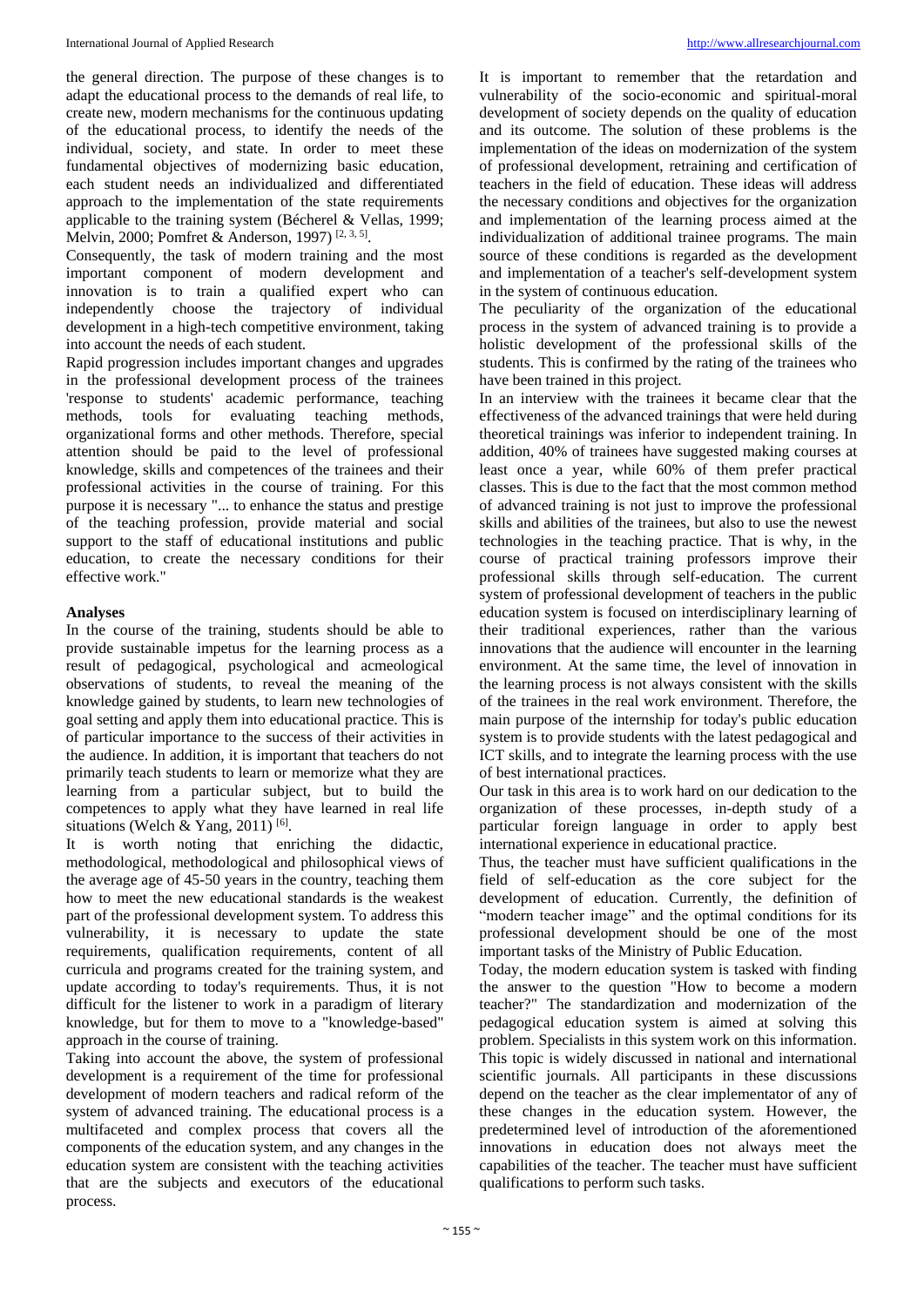the general direction. The purpose of these changes is to adapt the educational process to the demands of real life, to create new, modern mechanisms for the continuous updating of the educational process, to identify the needs of the individual, society, and state. In order to meet these fundamental objectives of modernizing basic education, each student needs an individualized and differentiated approach to the implementation of the state requirements applicable to the training system (Bécherel & Vellas, 1999; Melvin, 2000; Pomfret & Anderson, 1997) [2, 3, 5].

Consequently, the task of modern training and the most important component of modern development and innovation is to train a qualified expert who can independently choose the trajectory of individual development in a high-tech competitive environment, taking into account the needs of each student.

Rapid progression includes important changes and upgrades in the professional development process of the trainees 'response to students' academic performance, teaching methods, tools for evaluating teaching methods, organizational forms and other methods. Therefore, special attention should be paid to the level of professional knowledge, skills and competences of the trainees and their professional activities in the course of training. For this purpose it is necessary "... to enhance the status and prestige of the teaching profession, provide material and social support to the staff of educational institutions and public education, to create the necessary conditions for their effective work."

## Analyses

In the course of the training, students should be able to provide sustainable impetus for the learning process as a result of pedagogical, psychological and acmeological observations of students, to reveal the meaning of the knowledge gained by students, to learn new technologies of goal setting and apply them into educational practice. This is of particular importance to the success of their activities in the audience. In addition, it is important that teachers do not primarily teach students to learn or memorize what they are learning from a particular subject, but to build the competences to apply what they have learned in real life situations (Welch & Yang, 2011) [6].

It is worth noting that enriching the didactic, methodological, methodological and philosophical views of the average age of 45-50 years in the country, teaching them how to meet the new educational standards is the weakest part of the professional development system. To address this vulnerability, it is necessary to update the state requirements, qualification requirements, content of all curricula and programs created for the training system, and update according to today's requirements. Thus, it is not difficult for the listener to work in a paradigm of literary knowledge, but for them to move to a "knowledge-based" approach in the course of training.

Taking into account the above, the system of professional development is a requirement of the time for professional development of modern teachers and radical reform of the system of advanced training. The educational process is a multifaceted and complex process that covers all the components of the education system, and any changes in the education system are consistent with the teaching activities that are the subjects and executors of the educational process.

It is important to remember that the retardation and vulnerability of the socio-economic and spiritual-moral development of society depends on the quality of education and its outcome. The solution of these problems is the implementation of the ideas on modernization of the system of professional development, retraining and certification of teachers in the field of education. These ideas will address the necessary conditions and objectives for the organization and implementation of the learning process aimed at the individualization of additional trainee programs. The main source of these conditions is regarded as the development and implementation of a teacher's self-development system in the system of continuous education.

The peculiarity of the organization of the educational process in the system of advanced training is to provide a holistic development of the professional skills of the students. This is confirmed by the rating of the trainees who have been trained in this project.

In an interview with the trainees it became clear that the effectiveness of the advanced trainings that were held during theoretical trainings was inferior to independent training. In addition, 40% of trainees have suggested making courses at least once a year, while 60% of them prefer practical classes. This is due to the fact that the most common method of advanced training is not just to improve the professional skills and abilities of the trainees, but also to use the newest technologies in the teaching practice. That is why, in the course of practical training professors improve their professional skills through self-education. The current system of professional development of teachers in the public education system is focused on interdisciplinary learning of their traditional experiences, rather than the various innovations that the audience will encounter in the learning environment. At the same time, the level of innovation in the learning process is not always consistent with the skills of the trainees in the real work environment. Therefore, the main purpose of the internship for today's public education system is to provide students with the latest pedagogical and ICT skills, and to integrate the learning process with the use of best international practices.

Our task in this area is to work hard on our dedication to the organization of these processes, in-depth study of a particular foreign language in order to apply best international experience in educational practice.

Thus, the teacher must have sufficient qualifications in the field of self-education as the core subject for the development of education. Currently, the definition of "modern teacher image" and the optimal conditions for its professional development should be one of the most important tasks of the Ministry of Public Education.

Today, the modern education system is tasked with finding the answer to the question "How to become a modern teacher?" The standardization and modernization of the pedagogical education system is aimed at solving this problem. Specialists in this system work on this information. This topic is widely discussed in national and international scientific journals. All participants in these discussions depend on the teacher as the clear implementator of any of these changes in the education system. However, the predetermined level of introduction of the aforementioned innovations in education does not always meet the capabilities of the teacher. The teacher must have sufficient qualifications to perform such tasks.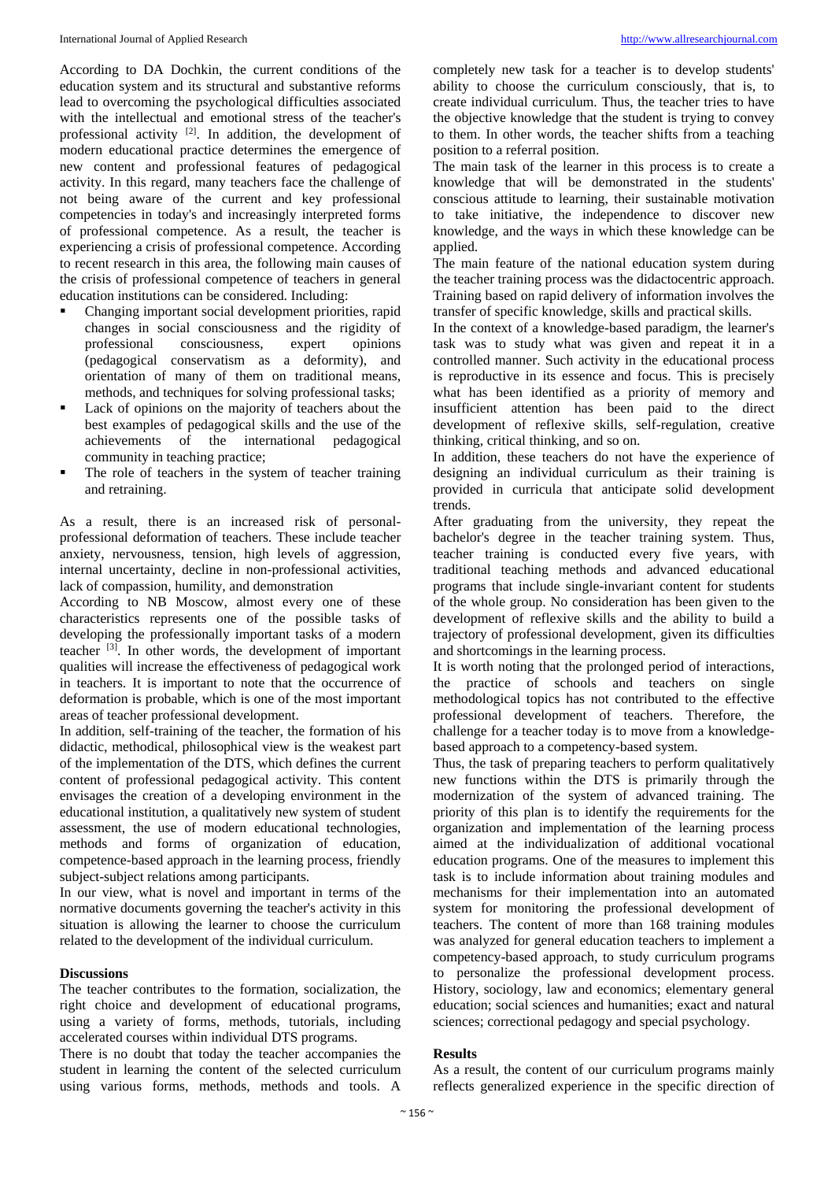According to DA Dochkin, the current conditions of the education system and its structural and substantive reforms lead to overcoming the psychological difficulties associated with the intellectual and emotional stress of the teacher's professional activity [2]. In addition, the development of modern educational practice determines the emergence of new content and professional features of pedagogical activity. In this regard, many teachers face the challenge of not being aware of the current and key professional competencies in today's and increasingly interpreted forms of professional competence. As a result, the teacher is experiencing a crisis of professional competence. According to recent research in this area, the following main causes of the crisis of professional competence of teachers in general education institutions can be considered. Including:

- Changing important social development priorities, rapid changes in social consciousness and the rigidity of professional consciousness, expert opinions (pedagogical conservatism as a deformity), and orientation of many of them on traditional means, methods, and techniques for solving professional tasks;
- Lack of opinions on the majority of teachers about the best examples of pedagogical skills and the use of the achievements of the international pedagogical community in teaching practice;
- The role of teachers in the system of teacher training and retraining.

As a result, there is an increased risk of personal-professional deformation of teachers. These include teacher anxiety, nervousness, tension, high levels of aggression, internal uncertainty, decline in non-professional activities, lack of compassion, humility, and demonstration

According to NB Moscow, almost every one of these characteristics represents one of the possible tasks of developing the professionally important tasks of a modern teacher [3]. In other words, the development of important qualities will increase the effectiveness of pedagogical work in teachers. It is important to note that the occurrence of deformation is probable, which is one of the most important areas of teacher professional development.

In addition, self-training of the teacher, the formation of his didactic, methodical, philosophical view is the weakest part of the implementation of the DTS, which defines the current content of professional pedagogical activity. This content envisages the creation of a developing environment in the educational institution, a qualitatively new system of student assessment, the use of modern educational technologies, methods and forms of organization of education, competence-based approach in the learning process, friendly subject-subject relations among participants.

In our view, what is novel and important in terms of the normative documents governing the teacher's activity in this situation is allowing the learner to choose the curriculum related to the development of the individual curriculum.

## Discussions

The teacher contributes to the formation, socialization, the right choice and development of educational programs, using a variety of forms, methods, tutorials, including accelerated courses within individual DTS programs.

There is no doubt that today the teacher accompanies the student in learning the content of the selected curriculum using various forms, methods, methods and tools. A completely new task for a teacher is to develop students' ability to choose the curriculum consciously, that is, to create individual curriculum. Thus, the teacher tries to have the objective knowledge that the student is trying to convey to them. In other words, the teacher shifts from a teaching position to a referral position.

The main task of the learner in this process is to create a knowledge that will be demonstrated in the students' conscious attitude to learning, their sustainable motivation to take initiative, the independence to discover new knowledge, and the ways in which these knowledge can be applied.

The main feature of the national education system during the teacher training process was the didactocentric approach. Training based on rapid delivery of information involves the transfer of specific knowledge, skills and practical skills.

In the context of a knowledge-based paradigm, the learner's task was to study what was given and repeat it in a controlled manner. Such activity in the educational process is reproductive in its essence and focus. This is precisely what has been identified as a priority of memory and insufficient attention has been paid to the direct development of reflexive skills, self-regulation, creative thinking, critical thinking, and so on.

In addition, these teachers do not have the experience of designing an individual curriculum as their training is provided in curricula that anticipate solid development trends.

After graduating from the university, they repeat the bachelor's degree in the teacher training system. Thus, teacher training is conducted every five years, with traditional teaching methods and advanced educational programs that include single-invariant content for students of the whole group. No consideration has been given to the development of reflexive skills and the ability to build a trajectory of professional development, given its difficulties and shortcomings in the learning process.

It is worth noting that the prolonged period of interactions, the practice of schools and teachers on single methodological topics has not contributed to the effective professional development of teachers. Therefore, the challenge for a teacher today is to move from a knowledge-based approach to a competency-based system.

Thus, the task of preparing teachers to perform qualitatively new functions within the DTS is primarily through the modernization of the system of advanced training. The priority of this plan is to identify the requirements for the organization and implementation of the learning process aimed at the individualization of additional vocational education programs. One of the measures to implement this task is to include information about training modules and mechanisms for their implementation into an automated system for monitoring the professional development of teachers. The content of more than 168 training modules was analyzed for general education teachers to implement a competency-based approach, to study curriculum programs to personalize the professional development process. History, sociology, law and economics; elementary general education; social sciences and humanities; exact and natural sciences; correctional pedagogy and special psychology.

## Results

As a result, the content of our curriculum programs mainly reflects generalized experience in the specific direction of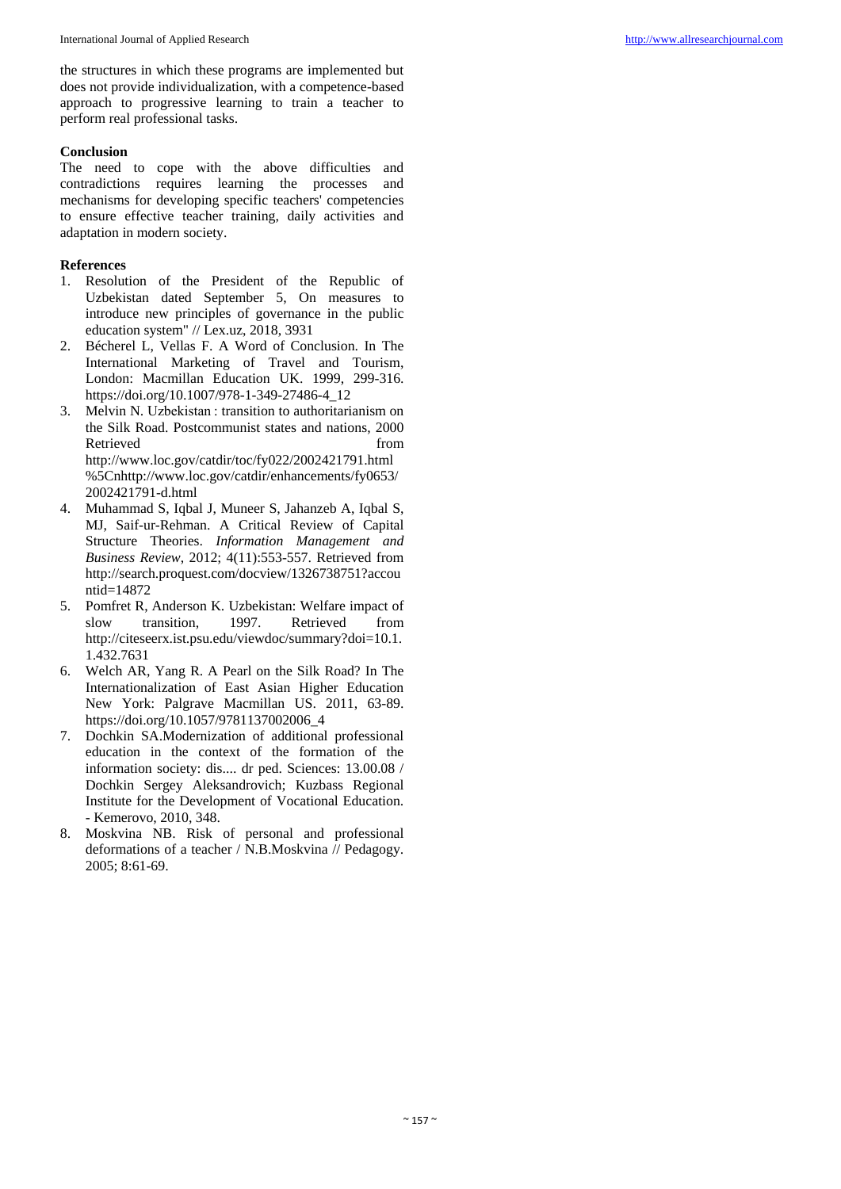the structures in which these programs are implemented but does not provide individualization, with a competence-based approach to progressive learning to train a teacher to perform real professional tasks.

## Conclusion

The need to cope with the above difficulties and contradictions requires learning the processes and mechanisms for developing specific teachers' competencies to ensure effective teacher training, daily activities and adaptation in modern society.

## References

1. Resolution of the President of the Republic of Uzbekistan dated September 5, On measures to introduce new principles of governance in the public education system" // Lex.uz, 2018, 3931
2. Bécherel L, Vellas F. A Word of Conclusion. In The International Marketing of Travel and Tourism, London: Macmillan Education UK. 1999, 299-316. https://doi.org/10.1007/978-1-349-27486-4_12
3. Melvin N. Uzbekistan : transition to authoritarianism on the Silk Road. Postcommunist states and nations, 2000 Retrieved from http://www.loc.gov/catdir/toc/fy022/2002421791.html %5Cnhttp://www.loc.gov/catdir/enhancements/fy0653/2002421791-d.html
4. Muhammad S, Iqbal J, Muneer S, Jahanzeb A, Iqbal S, MJ, Saif-ur-Rehman. A Critical Review of Capital Structure Theories. *Information Management and Business Review*, 2012; 4(11):553-557. Retrieved from http://search.proquest.com/docview/1326738751?accountid=14872
5. Pomfret R, Anderson K. Uzbekistan: Welfare impact of slow transition, 1997. Retrieved from http://citeseerx.ist.psu.edu/viewdoc/summary?doi=10.1.1.432.7631
6. Welch AR, Yang R. A Pearl on the Silk Road? In The Internationalization of East Asian Higher Education New York: Palgrave Macmillan US. 2011, 63-89. https://doi.org/10.1057/9781137002006_4
7. Dochkin SA.Modernization of additional professional education in the context of the formation of the information society: dis.... dr ped. Sciences: 13.00.08 / Dochkin Sergey Aleksandrovich; Kuzbass Regional Institute for the Development of Vocational Education. - Kemerovo, 2010, 348.
8. Moskvina NB. Risk of personal and professional deformations of a teacher / N.B.Moskvina // Pedagogy. 2005; 8:61-69.